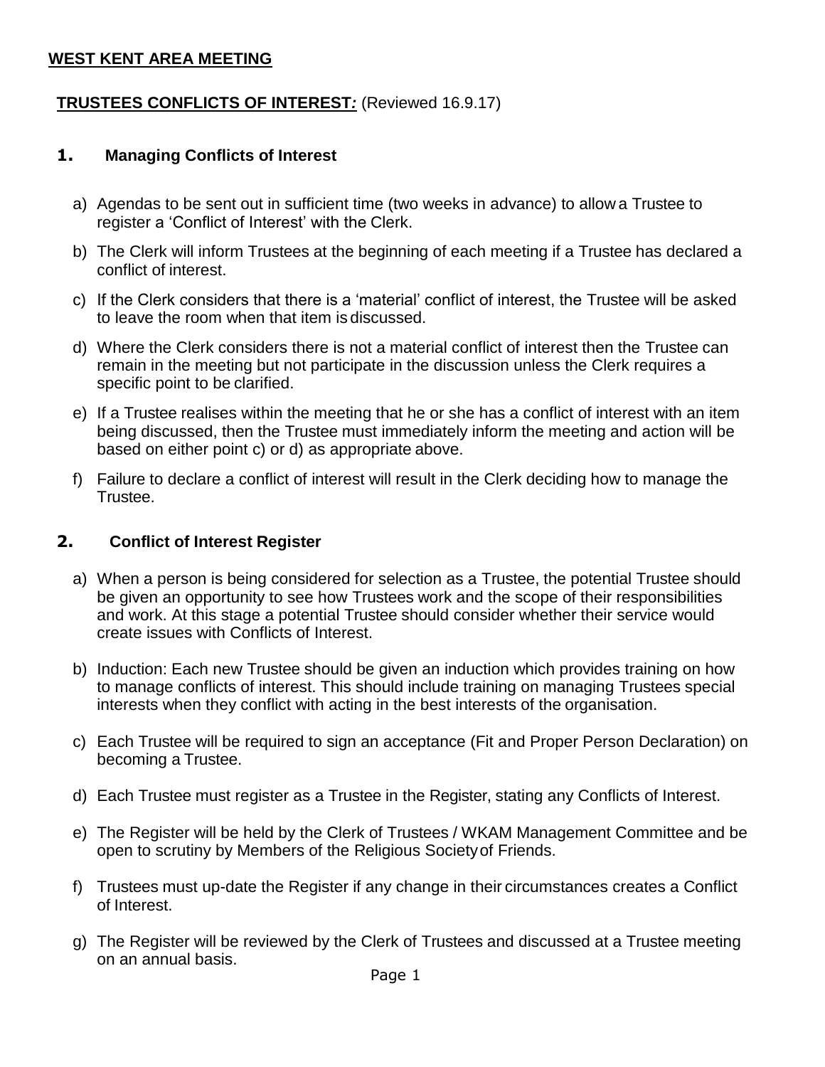# WEST KENT AREA MEETING

## TRUSTEES CONFLICTS OF INTEREST: (Reviewed 16.9.17)

### 1. Managing Conflicts of Interest

a) Agendas to be sent out in sufficient time (two weeks in advance) to allow a Trustee to register a 'Conflict of Interest' with the Clerk.

b) The Clerk will inform Trustees at the beginning of each meeting if a Trustee has declared a conflict of interest.

c) If the Clerk considers that there is a 'material' conflict of interest, the Trustee will be asked to leave the room when that item is discussed.

d) Where the Clerk considers there is not a material conflict of interest then the Trustee can remain in the meeting but not participate in the discussion unless the Clerk requires a specific point to be clarified.

e) If a Trustee realises within the meeting that he or she has a conflict of interest with an item being discussed, then the Trustee must immediately inform the meeting and action will be based on either point c) or d) as appropriate above.

f) Failure to declare a conflict of interest will result in the Clerk deciding how to manage the Trustee.

### 2. Conflict of Interest Register

a) When a person is being considered for selection as a Trustee, the potential Trustee should be given an opportunity to see how Trustees work and the scope of their responsibilities and work. At this stage a potential Trustee should consider whether their service would create issues with Conflicts of Interest.

b) Induction: Each new Trustee should be given an induction which provides training on how to manage conflicts of interest. This should include training on managing Trustees special interests when they conflict with acting in the best interests of the organisation.

c) Each Trustee will be required to sign an acceptance (Fit and Proper Person Declaration) on becoming a Trustee.

d) Each Trustee must register as a Trustee in the Register, stating any Conflicts of Interest.

e) The Register will be held by the Clerk of Trustees / WKAM Management Committee and be open to scrutiny by Members of the Religious Society of Friends.

f) Trustees must up-date the Register if any change in their circumstances creates a Conflict of Interest.

g) The Register will be reviewed by the Clerk of Trustees and discussed at a Trustee meeting on an annual basis.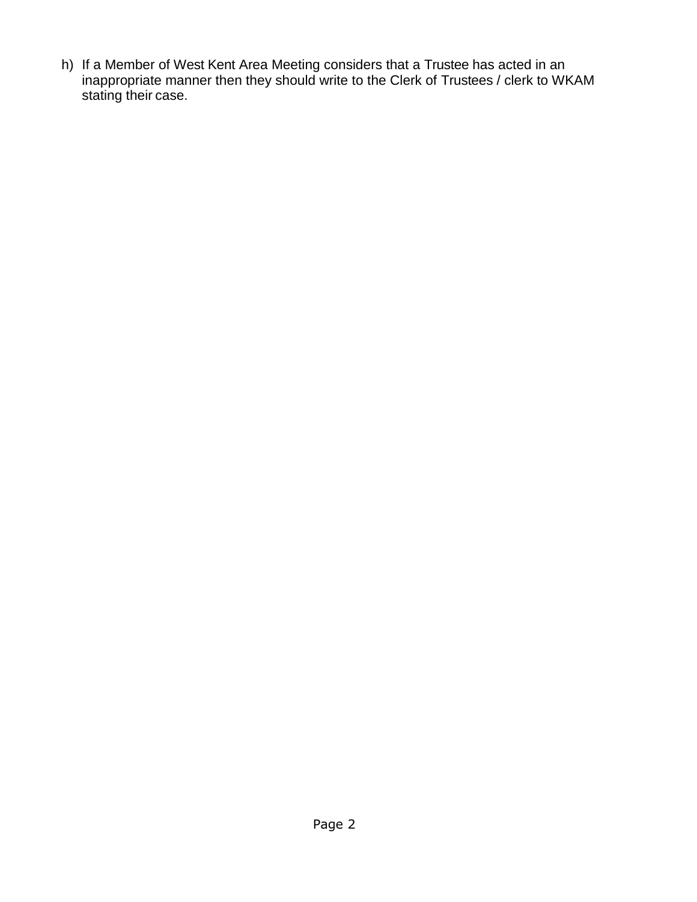h) If a Member of West Kent Area Meeting considers that a Trustee has acted in an inappropriate manner then they should write to the Clerk of Trustees / clerk to WKAM stating their case.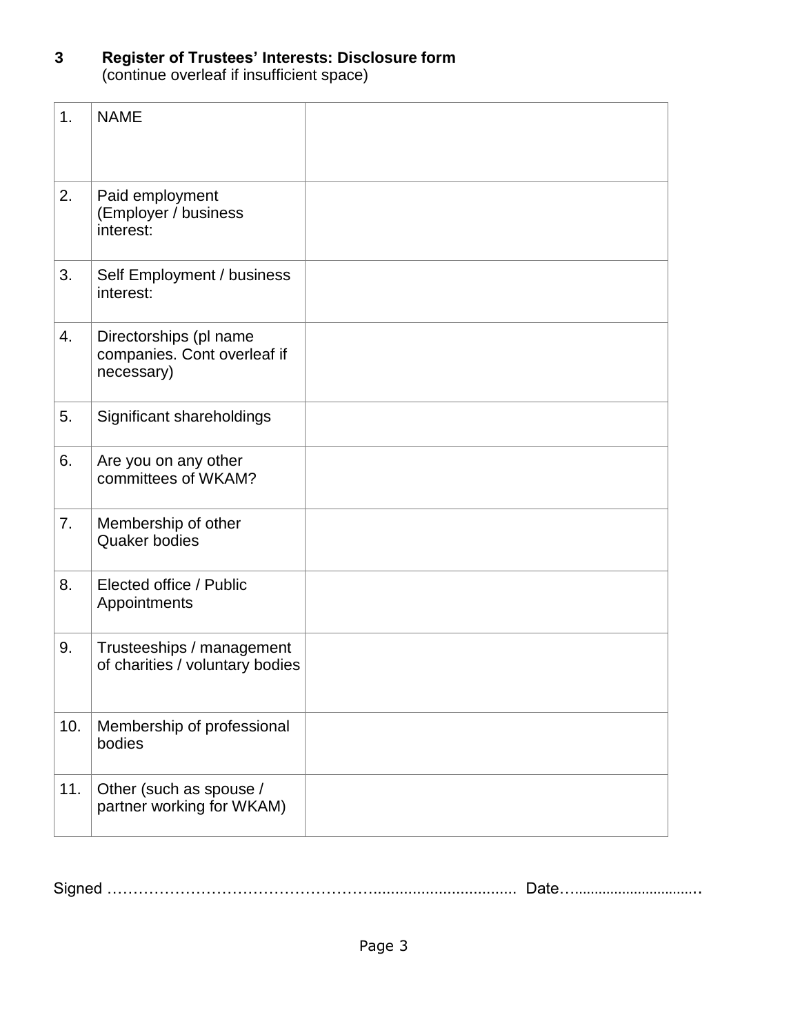## 3 Register of Trustees' Interests: Disclosure form

(continue overleaf if insufficient space)

| | | |
|---|---|---|
| 1. | NAME | |
| 2. | Paid employment (Employer / business interest: | |
| 3. | Self Employment / business interest: | |
| 4. | Directorships (pl name companies. Cont overleaf if necessary) | |
| 5. | Significant shareholdings | |
| 6. | Are you on any other committees of WKAM? | |
| 7. | Membership of other Quaker bodies | |
| 8. | Elected office / Public Appointments | |
| 9. | Trusteeships / management of charities / voluntary bodies | |
| 10. | Membership of professional bodies | |
| 11. | Other (such as spouse / partner working for WKAM) | |

Signed ……………………………………………................................. Date…..............................